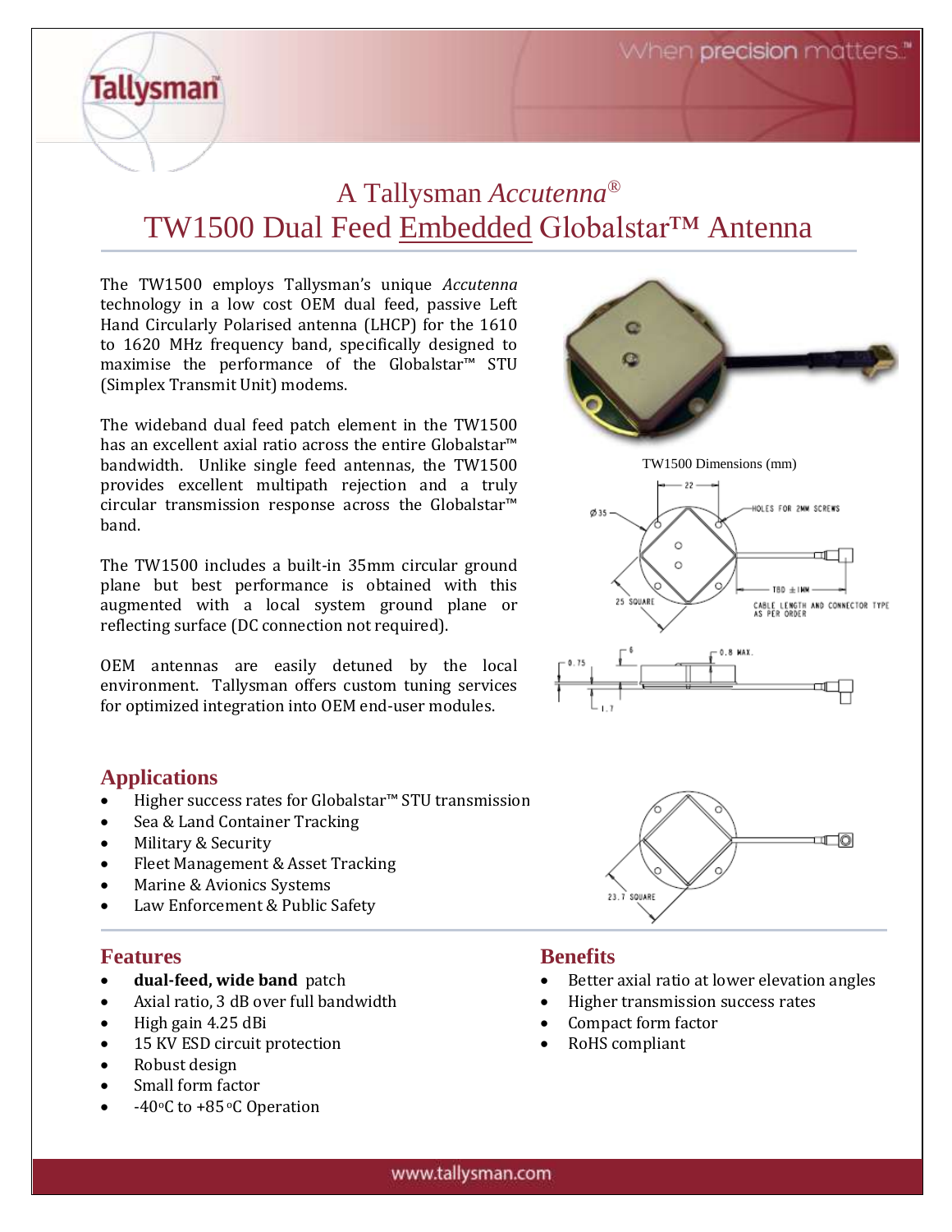# A Tallysman *Accutenna*®

# TW1500 Dual Feed Embedded Globalstar™ Antenna

The TW1500 employs Tallysman's unique *Accutenna* technology in a low cost OEM dual feed, passive Left Hand Circularly Polarised antenna (LHCP) for the 1610 to 1620 MHz frequency band, specifically designed to maximise the performance of the Globalstar™ STU (Simplex Transmit Unit) modems.

The wideband dual feed patch element in the TW1500 has an excellent axial ratio across the entire Globalstar™ bandwidth. Unlike single feed antennas, the TW1500 provides excellent multipath rejection and a truly circular transmission response across the Globalstar™ band.

The TW1500 includes a built-in 35mm circular ground plane but best performance is obtained with this augmented with a local system ground plane or reflecting surface (DC connection not required).

OEM antennas are easily detuned by the local environment. Tallysman offers custom tuning services for optimized integration into OEM end-user modules.

TW1500 Dimensions (mm)

## Applications

- Higher success rates for Globalstar™ STU transmission
- Sea & Land Container Tracking
- Military & Security
- Fleet Management & Asset Tracking
- Marine & Avionics Systems
- Law Enforcement & Public Safety

## Features

- **dual-feed, wide band** patch
- Axial ratio, 3 dB over full bandwidth
- High gain 4.25 dBi
- 15 KV ESD circuit protection
- Robust design
- Small form factor
- -40°C to +85 °C Operation

## Benefits

- Better axial ratio at lower elevation angles
- Higher transmission success rates
- Compact form factor
- RoHS compliant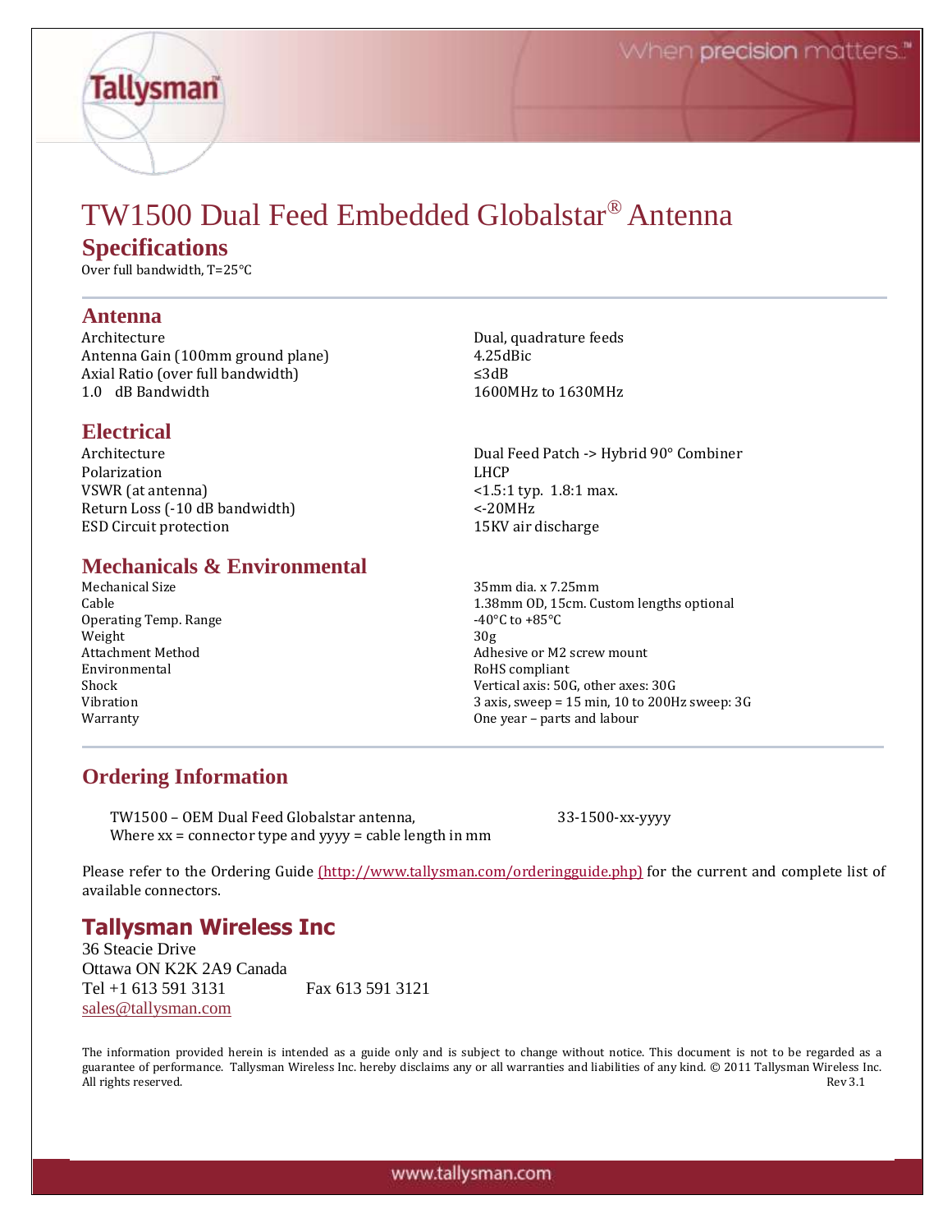# TW1500 Dual Feed Embedded Globalstar® Antenna

## Specifications

Over full bandwidth, T=25°C

### Antenna

| | |
|---|---|
| Architecture | Dual, quadrature feeds |
| Antenna Gain (100mm ground plane) | 4.25dBic |
| Axial Ratio (over full bandwidth) | ≤3dB |
| 1.0 dB Bandwidth | 1600MHz to 1630MHz |

### Electrical

| | |
|---|---|
| Architecture | Dual Feed Patch -> Hybrid 90° Combiner |
| Polarization | LHCP |
| VSWR (at antenna) | <1.5:1 typ. 1.8:1 max. |
| Return Loss (-10 dB bandwidth) | <-20MHz |
| ESD Circuit protection | 15KV air discharge |

### Mechanicals & Environmental

| | |
|---|---|
| Mechanical Size | 35mm dia. x 7.25mm |
| Cable | 1.38mm OD, 15cm. Custom lengths optional |
| Operating Temp. Range | -40°C to +85°C |
| Weight | 30g |
| Attachment Method | Adhesive or M2 screw mount |
| Environmental | RoHS compliant |
| Shock | Vertical axis: 50G, other axes: 30G |
| Vibration | 3 axis, sweep = 15 min, 10 to 200Hz sweep: 3G |
| Warranty | One year – parts and labour |

## Ordering Information

TW1500 – OEM Dual Feed Globalstar antenna, 33-1500-xx-yyyy
Where xx = connector type and yyyy = cable length in mm

Please refer to the Ordering Guide (http://www.tallysman.com/orderingguide.php) for the current and complete list of available connectors.

## Tallysman Wireless Inc

36 Steacie Drive
Ottawa ON K2K 2A9 Canada
Tel +1 613 591 3131 Fax 613 591 3121
sales@tallysman.com

The information provided herein is intended as a guide only and is subject to change without notice. This document is not to be regarded as a guarantee of performance. Tallysman Wireless Inc. hereby disclaims any or all warranties and liabilities of any kind. © 2011 Tallysman Wireless Inc. All rights reserved. Rev 3.1